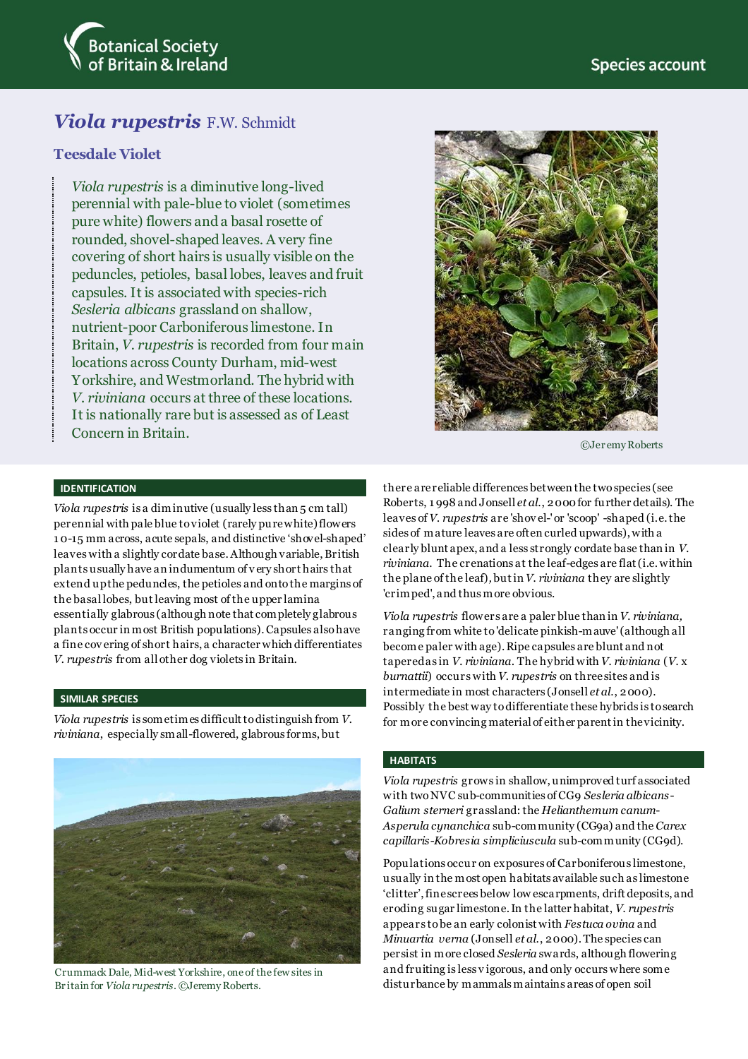Botanical Society of Britain & Ireland

Species account

# *Viola rupestris* F.W. Schmidt

## Teesdale Violet

*Viola rupestris* is a diminutive long-lived perennial with pale-blue to violet (sometimes pure white) flowers and a basal rosette of rounded, shovel-shaped leaves. A very fine covering of short hairs is usually visible on the peduncles, petioles, basal lobes, leaves and fruit capsules. It is associated with species-rich *Sesleria albicans* grassland on shallow, nutrient-poor Carboniferous limestone. In Britain, *V. rupestris* is recorded from four main locations across County Durham, mid-west Yorkshire, and Westmorland. The hybrid with *V. riviniana* occurs at three of these locations. It is nationally rare but is assessed as of Least Concern in Britain.

©Jeremy Roberts

### IDENTIFICATION

*Viola rupestris* is a diminutive (usually less than 5 cm tall) perennial with pale blue to violet (rarely pure white) flowers 10-15 mm across, acute sepals, and distinctive 'shovel-shaped' leaves with a slightly cordate base. Although variable, British plants usually have an indumentum of very short hairs that extend up the peduncles, the petioles and onto the margins of the basal lobes, but leaving most of the upper lamina essentially glabrous (although note that completely glabrous plants occur in most British populations). Capsules also have a fine covering of short hairs, a character which differentiates *V. rupestris* from all other dog violets in Britain.

### SIMILAR SPECIES

*Viola rupestris* is sometimes difficult to distinguish from *V. riviniana*, especially small-flowered, glabrous forms, but there are reliable differences between the two species (see Roberts, 1998 and Jonsell *et al.*, 2000 for further details). The leaves of *V. rupestris* are 'shovel-' or 'scoop' -shaped (i.e. the sides of mature leaves are often curled upwards), with a clearly blunt apex, and a less strongly cordate base than in *V. riviniana*. The crenations at the leaf-edges are flat (i.e. within the plane of the leaf), but in *V. riviniana* they are slightly 'crimped', and thus more obvious.

*Viola rupestris* flowers are a paler blue than in *V. riviniana*, ranging from white to 'delicate pinkish-mauve' (although all become paler with age). Ripe capsules are blunt and not tapered as in *V. riviniana*. The hybrid with *V. riviniana* (*V.* x *burnattii*) occurs with *V. rupestris* on three sites and is intermediate in most characters (Jonsell *et al.*, 2000). Possibly the best way to differentiate these hybrids is to search for more convincing material of either parent in the vicinity.

Crummack Dale, Mid-west Yorkshire, one of the few sites in Britain for *Viola rupestris*. ©Jeremy Roberts.

### HABITATS

*Viola rupestris* grows in shallow, unimproved turf associated with two NVC sub-communities of CG9 *Sesleria albicans-Galium sterneri* grassland: the *Helianthemum canum-Asperula cynanchica* sub-community (CG9a) and the *Carex capillaris-Kobresia simpliciuscula* sub-community (CG9d).

Populations occur on exposures of Carboniferous limestone, usually in the most open habitats available such as limestone 'clitter', fine screes below low escarpments, drift deposits, and eroding sugar limestone. In the latter habitat, *V. rupestris* appears to be an early colonist with *Festuca ovina* and *Minuartia verna* (Jonsell *et al.*, 2000). The species can persist in more closed *Sesleria* swards, although flowering and fruiting is less vigorous, and only occurs where some disturbance by mammals maintains areas of open soil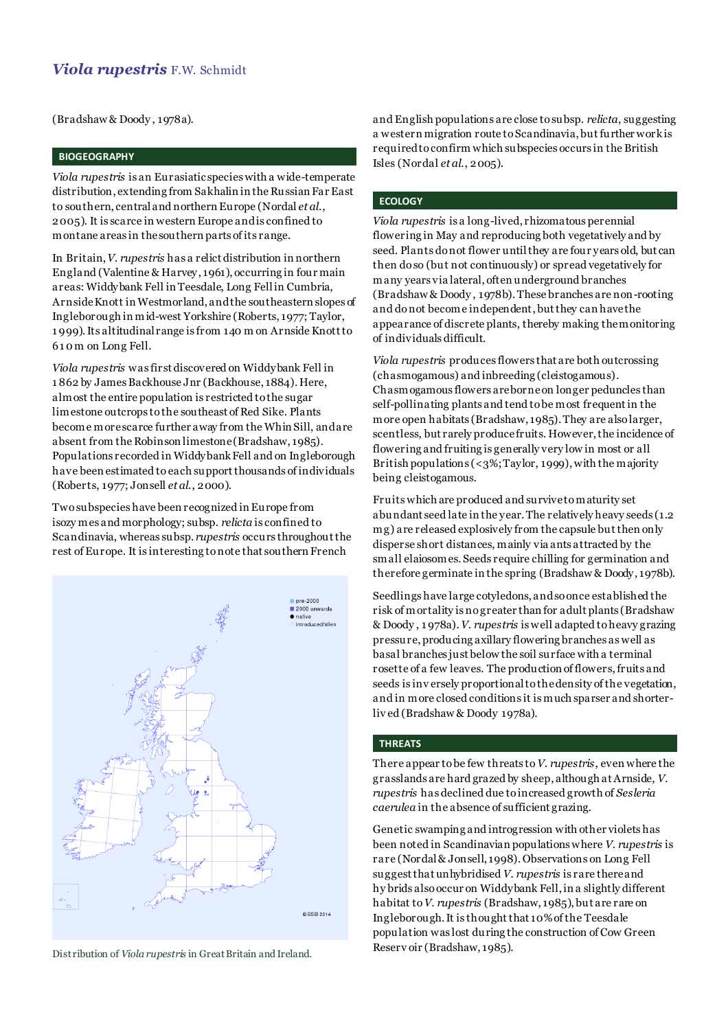(Bradshaw & Doody, 1978a).

## BIOGEOGRAPHY

*Viola rupestris* is an Eurasiatic species with a wide-temperate distribution, extending from Sakhalin in the Russian Far East to southern, central and northern Europe (Nordal *et al.*, 2005). It is scarce in western Europe and is confined to montane areas in the southern parts of its range.

In Britain, *V. rupestris* has a relict distribution in northern England (Valentine & Harvey, 1961), occurring in four main areas: Widdybank Fell in Teesdale, Long Fell in Cumbria, Arnside Knott in Westmorland, and the southeastern slopes of Ingleborough in mid-west Yorkshire (Roberts, 1977; Taylor, 1999). Its altitudinal range is from 140 m on Arnside Knott to 610 m on Long Fell.

*Viola rupestris* was first discovered on Widdybank Fell in 1862 by James Backhouse Jnr (Backhouse, 1884). Here, almost the entire population is restricted to the sugar limestone outcrops to the southeast of Red Sike. Plants become more scarce further away from the Whin Sill, and are absent from the Robinson limestone (Bradshaw, 1985). Populations recorded in Widdybank Fell and on Ingleborough have been estimated to each support thousands of individuals (Roberts, 1977; Jonsell *et al.*, 2000).

Two subspecies have been recognized in Europe from isozymes and morphology; subsp. *relicta* is confined to Scandinavia, whereas subsp. *rupestris* occurs throughout the rest of Europe. It is interesting to note that southern French and English populations are close to subsp. *relicta*, suggesting a western migration route to Scandinavia, but further work is required to confirm which subspecies occurs in the British Isles (Nordal *et al.*, 2005).

Distribution of *Viola rupestris* in Great Britain and Ireland.

## ECOLOGY

*Viola rupestris* is a long-lived, rhizomatous perennial flowering in May and reproducing both vegetatively and by seed. Plants do not flower until they are four years old, but can then do so (but not continuously) or spread vegetatively for many years via lateral, often underground branches (Bradshaw & Doody, 1978b). These branches are non-rooting and do not become independent, but they can have the appearance of discrete plants, thereby making the monitoring of individuals difficult.

*Viola rupestris* produces flowers that are both outcrossing (chasmogamous) and inbreeding (cleistogamous). Chasmogamous flowers are borne on longer peduncles than self-pollinating plants and tend to be most frequent in the more open habitats (Bradshaw, 1985). They are also larger, scentless, but rarely produce fruits. However, the incidence of flowering and fruiting is generally very low in most or all British populations (<3%; Taylor, 1999), with the majority being cleistogamous.

Fruits which are produced and survive to maturity set abundant seed late in the year. The relatively heavy seeds (1.2 mg) are released explosively from the capsule but then only disperse short distances, mainly via ants attracted by the small elaiosomes. Seeds require chilling for germination and therefore germinate in the spring (Bradshaw & Doody, 1978b).

Seedlings have large cotyledons, and so once established the risk of mortality is no greater than for adult plants (Bradshaw & Doody, 1978a). *V. rupestris* is well adapted to heavy grazing pressure, producing axillary flowering branches as well as basal branches just below the soil surface with a terminal rosette of a few leaves. The production of flowers, fruits and seeds is inversely proportional to the density of the vegetation, and in more closed conditions it is much sparser and shorter-lived (Bradshaw & Doody 1978a).

## THREATS

There appear to be few threats to *V. rupestris*, even where the grasslands are hard grazed by sheep, although at Arnside, *V. rupestris* has declined due to increased growth of *Sesleria caerulea* in the absence of sufficient grazing.

Genetic swamping and introgression with other violets has been noted in Scandinavian populations where *V. rupestris* is rare (Nordal & Jonsell, 1998). Observations on Long Fell suggest that unhybridised *V. rupestris* is rare there and hybrids also occur on Widdybank Fell, in a slightly different habitat to *V. rupestris* (Bradshaw, 1985), but are rare on Ingleborough. It is thought that 10% of the Teesdale population was lost during the construction of Cow Green Reservoir (Bradshaw, 1985).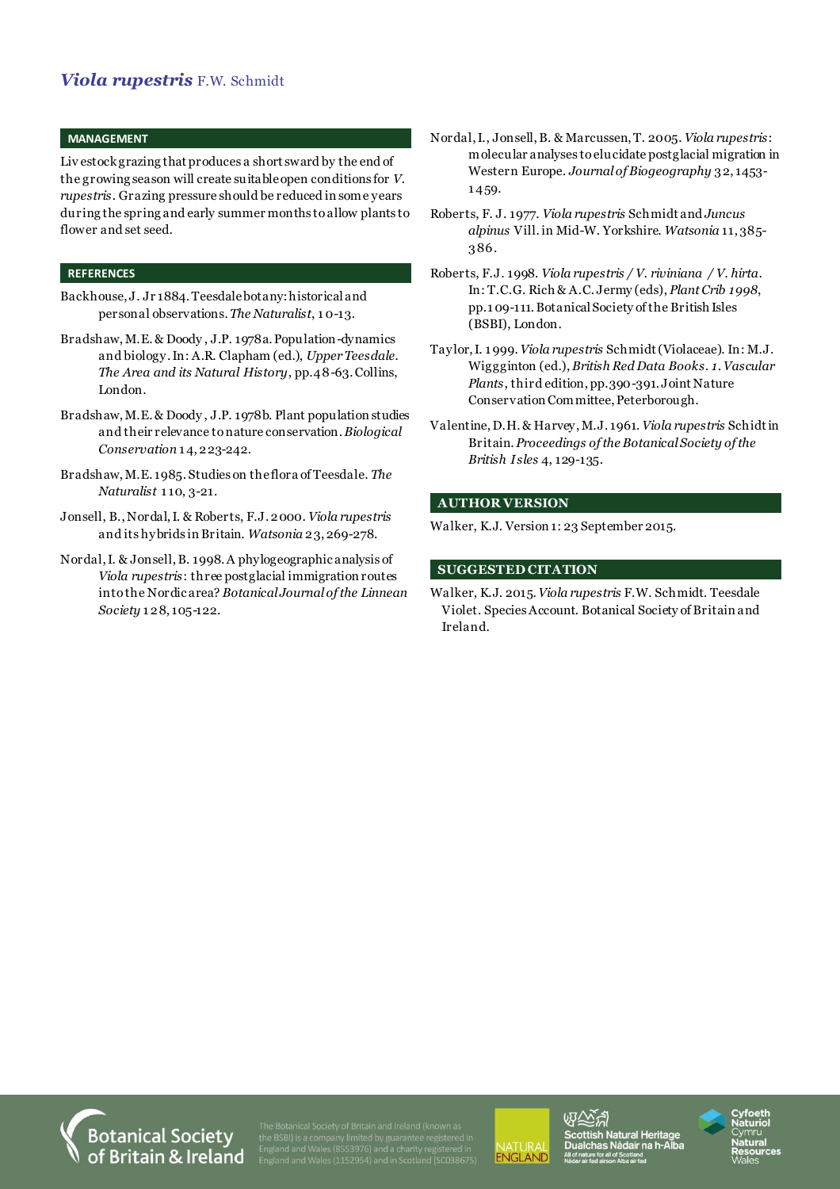# *Viola rupestris* F.W. Schmidt

## MANAGEMENT

Livestock grazing that produces a short sward by the end of the growing season will create suitable open conditions for *V. rupestris*. Grazing pressure should be reduced in some years during the spring and early summer months to allow plants to flower and set seed.

## REFERENCES

Backhouse, J. Jr 1884. Teesdale botany: historical and personal observations. *The Naturalist*, 10-13.

Bradshaw, M.E. & Doody, J.P. 1978a. Population-dynamics and biology. In: A.R. Clapham (ed.), *Upper Teesdale. The Area and its Natural History*, pp.48-63. Collins, London.

Bradshaw, M.E. & Doody, J.P. 1978b. Plant population studies and their relevance to nature conservation. *Biological Conservation* 14, 223-242.

Bradshaw, M.E. 1985. Studies on the flora of Teesdale. *The Naturalist* 110, 3-21.

Jonsell, B., Nordal, I. & Roberts, F.J. 2000. *Viola rupestris* and its hybrids in Britain. *Watsonia* 23, 269-278.

Nordal, I. & Jonsell, B. 1998. A phylogeographic analysis of *Viola rupestris*: three postglacial immigration routes into the Nordic area? *Botanical Journal of the Linnean Society* 128, 105-122.

Nordal, I., Jonsell, B. & Marcussen, T. 2005. *Viola rupestris*: molecular analyses to elucidate postglacial migration in Western Europe. *Journal of Biogeography* 32, 1453-1459.

Roberts, F. J. 1977. *Viola rupestris* Schmidt and *Juncus alpinus* Vill. in Mid-W. Yorkshire. *Watsonia* 11, 385-386.

Roberts, F.J. 1998. *Viola rupestris / V. riviniana / V. hirta*. In: T.C.G. Rich & A.C. Jermy (eds), *Plant Crib 1998*, pp.109-111. Botanical Society of the British Isles (BSBI), London.

Taylor, I. 1999. *Viola rupestris* Schmidt (Violaceae). In: M.J. Wiggginton (ed.), *British Red Data Books. 1. Vascular Plants*, third edition, pp.390-391. Joint Nature Conservation Committee, Peterborough.

Valentine, D.H. & Harvey, M.J. 1961. *Viola rupestris* Schidt in Britain. *Proceedings of the Botanical Society of the British Isles* 4, 129-135.

## AUTHOR VERSION

Walker, K.J. Version 1: 23 September 2015.

## SUGGESTED CITATION

Walker, K.J. 2015. *Viola rupestris* F.W. Schmidt. Teesdale Violet. Species Account. Botanical Society of Britain and Ireland.

Botanical Society of Britain & Ireland

The Botanical Society of Britain and Ireland (known as the BSBI) is a company limited by guarantee registered in England and Wales (8553976) and a charity registered in England and Wales (1152954) and in Scotland (SC038675)

NATURAL ENGLAND

Scottish Natural Heritage
Dualchas Nàdair na h-Alba
All of nature for all of Scotland
Nàdar air fad airson Alba air fad

Cyfoeth Naturiol Cymru
Natural Resources Wales